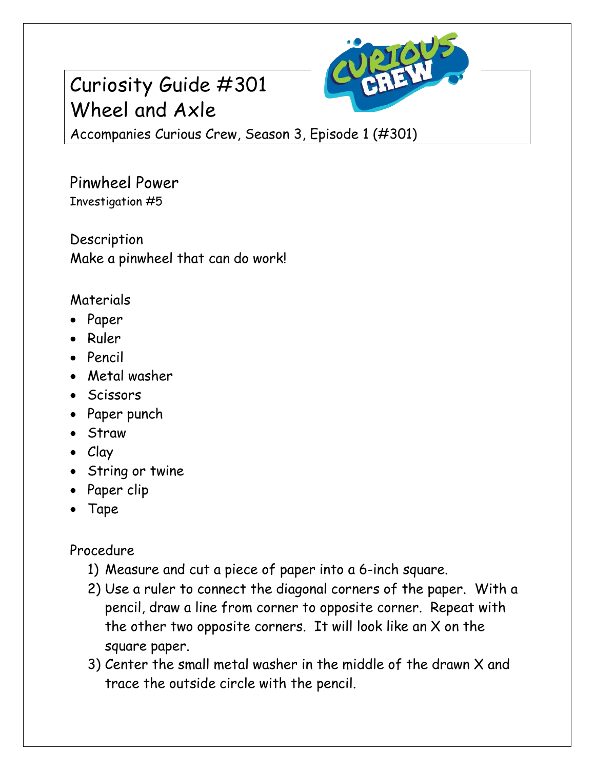# Curiosity Guide #301
# Wheel and Axle

Accompanies Curious Crew, Season 3, Episode 1 (#301)

## Pinwheel Power

Investigation #5

### Description

Make a pinwheel that can do work!

### Materials

- Paper
- Ruler
- Pencil
- Metal washer
- Scissors
- Paper punch
- Straw
- Clay
- String or twine
- Paper clip
- Tape

### Procedure

1) Measure and cut a piece of paper into a 6-inch square.
2) Use a ruler to connect the diagonal corners of the paper. With a pencil, draw a line from corner to opposite corner. Repeat with the other two opposite corners. It will look like an X on the square paper.
3) Center the small metal washer in the middle of the drawn X and trace the outside circle with the pencil.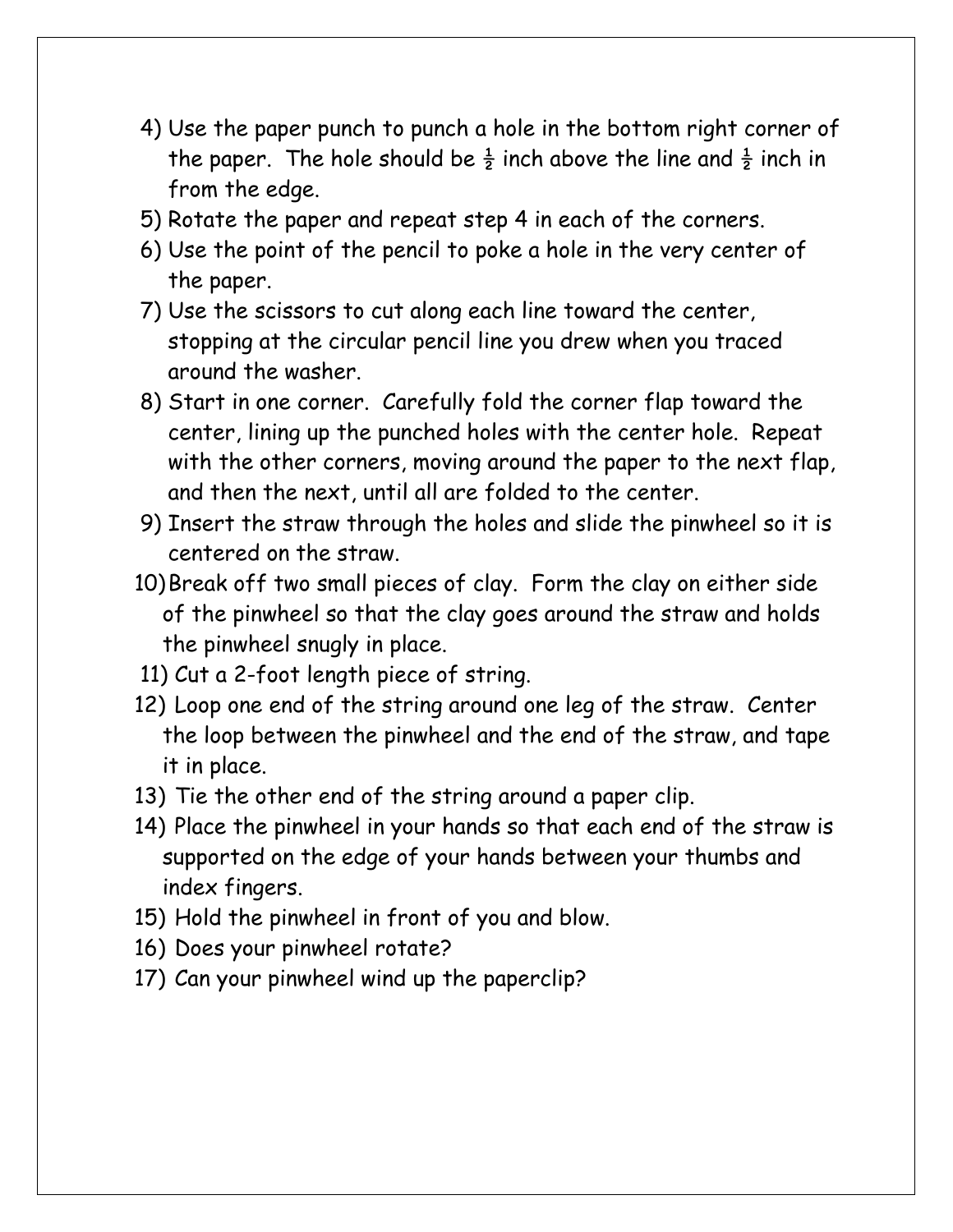4) Use the paper punch to punch a hole in the bottom right corner of the paper. The hole should be ½ inch above the line and ½ inch in from the edge.
5) Rotate the paper and repeat step 4 in each of the corners.
6) Use the point of the pencil to poke a hole in the very center of the paper.
7) Use the scissors to cut along each line toward the center, stopping at the circular pencil line you drew when you traced around the washer.
8) Start in one corner. Carefully fold the corner flap toward the center, lining up the punched holes with the center hole. Repeat with the other corners, moving around the paper to the next flap, and then the next, until all are folded to the center.
9) Insert the straw through the holes and slide the pinwheel so it is centered on the straw.
10) Break off two small pieces of clay. Form the clay on either side of the pinwheel so that the clay goes around the straw and holds the pinwheel snugly in place.
11) Cut a 2-foot length piece of string.
12) Loop one end of the string around one leg of the straw. Center the loop between the pinwheel and the end of the straw, and tape it in place.
13) Tie the other end of the string around a paper clip.
14) Place the pinwheel in your hands so that each end of the straw is supported on the edge of your hands between your thumbs and index fingers.
15) Hold the pinwheel in front of you and blow.
16) Does your pinwheel rotate?
17) Can your pinwheel wind up the paperclip?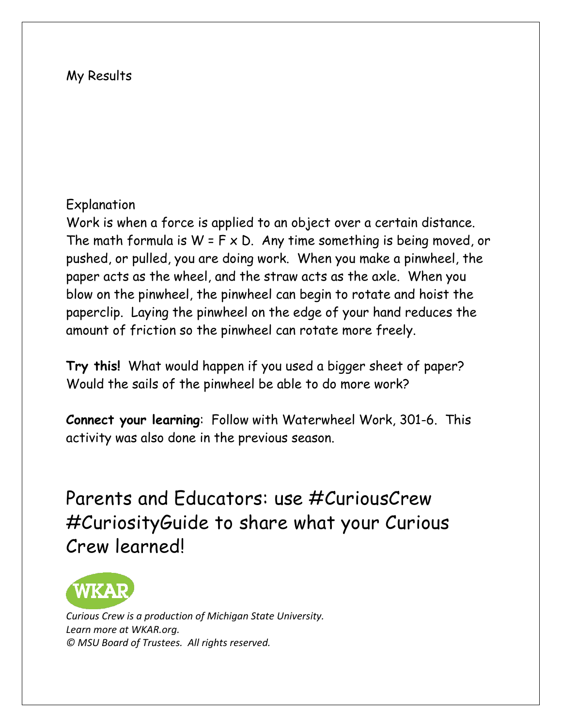## My Results

## Explanation

Work is when a force is applied to an object over a certain distance. The math formula is $W = F \times D$. Any time something is being moved, or pushed, or pulled, you are doing work. When you make a pinwheel, the paper acts as the wheel, and the straw acts as the axle. When you blow on the pinwheel, the pinwheel can begin to rotate and hoist the paperclip. Laying the pinwheel on the edge of your hand reduces the amount of friction so the pinwheel can rotate more freely.

**Try this!** What would happen if you used a bigger sheet of paper? Would the sails of the pinwheel be able to do more work?

**Connect your learning**: Follow with Waterwheel Work, 301-6. This activity was also done in the previous season.

# Parents and Educators: use #CuriousCrew #CuriosityGuide to share what your Curious Crew learned!

WKAR

*Curious Crew is a production of Michigan State University.*
*Learn more at WKAR.org.*
*© MSU Board of Trustees. All rights reserved.*